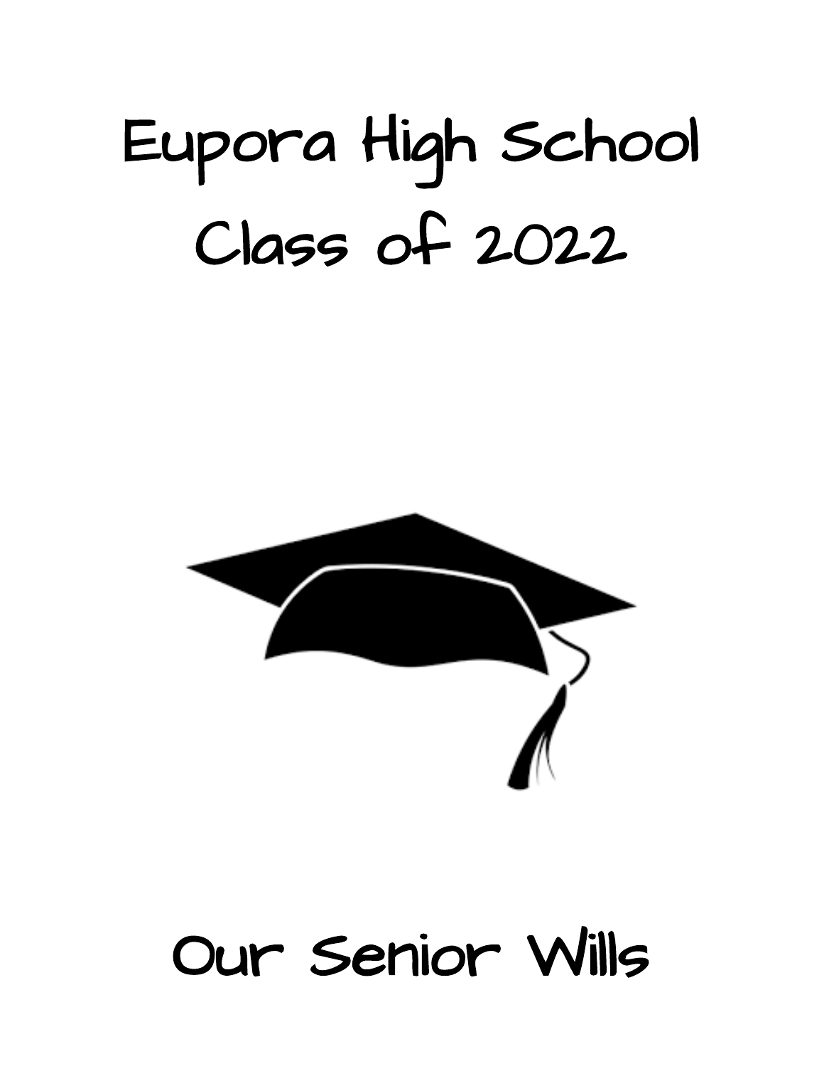# Eupora High School
# Class of 2022

# Our Senior Wills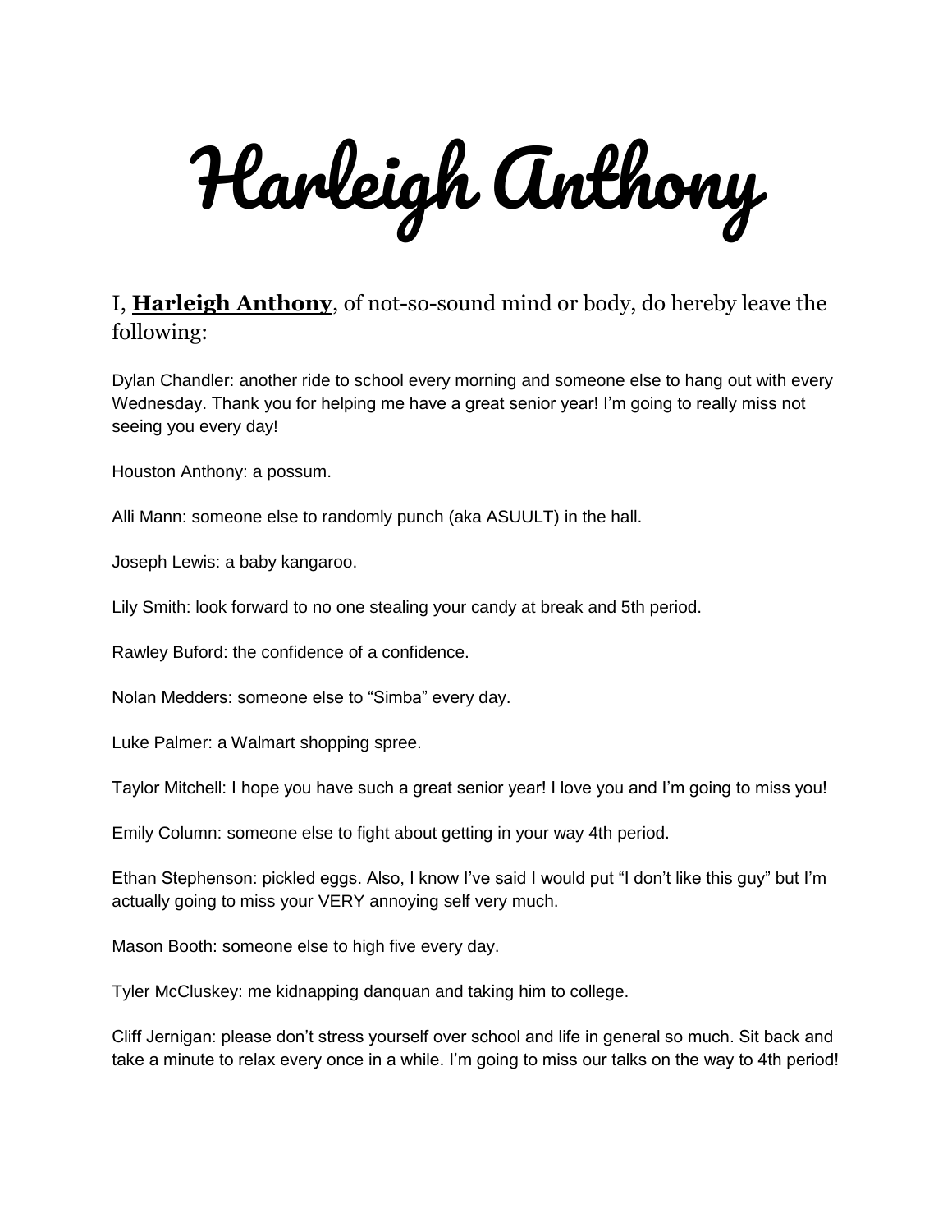# Harleigh Anthony

I, **Harleigh Anthony**, of not-so-sound mind or body, do hereby leave the following:

Dylan Chandler: another ride to school every morning and someone else to hang out with every Wednesday. Thank you for helping me have a great senior year! I'm going to really miss not seeing you every day!

Houston Anthony: a possum.

Alli Mann: someone else to randomly punch (aka ASUULT) in the hall.

Joseph Lewis: a baby kangaroo.

Lily Smith: look forward to no one stealing your candy at break and 5th period.

Rawley Buford: the confidence of a confidence.

Nolan Medders: someone else to "Simba" every day.

Luke Palmer: a Walmart shopping spree.

Taylor Mitchell: I hope you have such a great senior year! I love you and I'm going to miss you!

Emily Column: someone else to fight about getting in your way 4th period.

Ethan Stephenson: pickled eggs. Also, I know I've said I would put "I don't like this guy" but I'm actually going to miss your VERY annoying self very much.

Mason Booth: someone else to high five every day.

Tyler McCluskey: me kidnapping danquan and taking him to college.

Cliff Jernigan: please don't stress yourself over school and life in general so much. Sit back and take a minute to relax every once in a while. I'm going to miss our talks on the way to 4th period!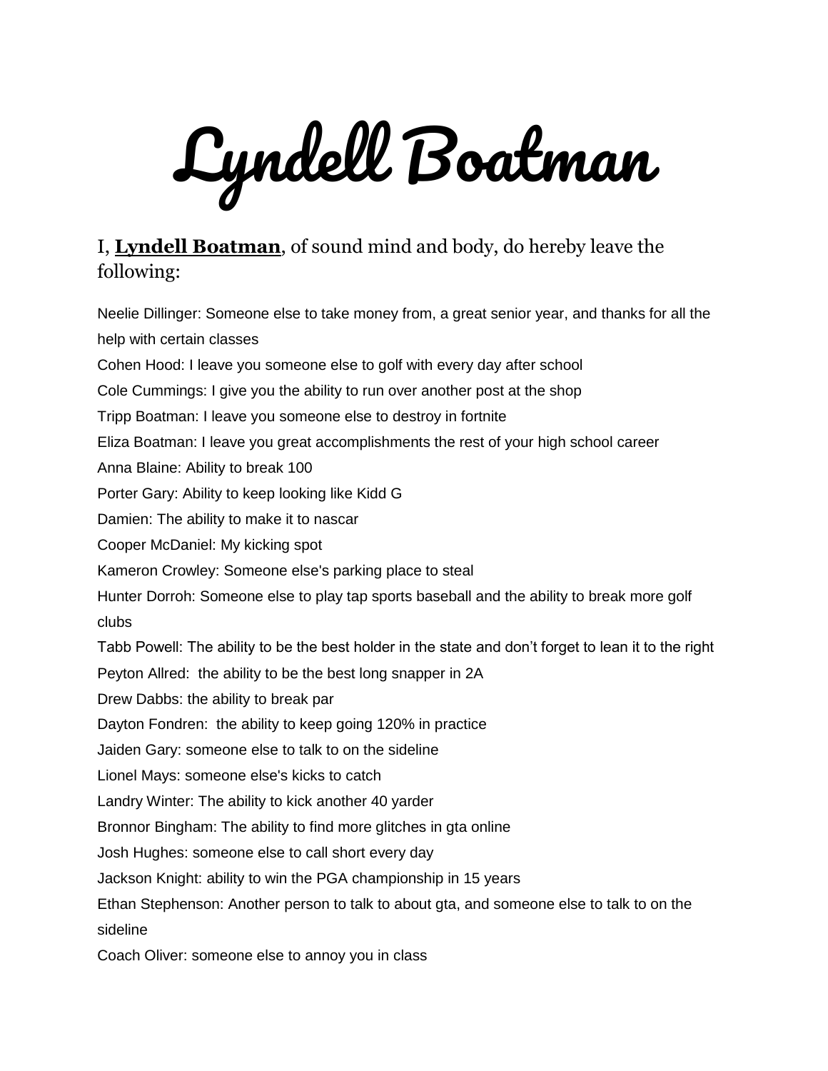# Lyndell Boatman

I, **Lyndell Boatman**, of sound mind and body, do hereby leave the following:

Neelie Dillinger: Someone else to take money from, a great senior year, and thanks for all the help with certain classes
Cohen Hood: I leave you someone else to golf with every day after school
Cole Cummings: I give you the ability to run over another post at the shop
Tripp Boatman: I leave you someone else to destroy in fortnite
Eliza Boatman: I leave you great accomplishments the rest of your high school career
Anna Blaine: Ability to break 100
Porter Gary: Ability to keep looking like Kidd G
Damien: The ability to make it to nascar
Cooper McDaniel: My kicking spot
Kameron Crowley: Someone else's parking place to steal
Hunter Dorroh: Someone else to play tap sports baseball and the ability to break more golf clubs
Tabb Powell: The ability to be the best holder in the state and don't forget to lean it to the right
Peyton Allred: the ability to be the best long snapper in 2A
Drew Dabbs: the ability to break par
Dayton Fondren: the ability to keep going 120% in practice
Jaiden Gary: someone else to talk to on the sideline
Lionel Mays: someone else's kicks to catch
Landry Winter: The ability to kick another 40 yarder
Bronnor Bingham: The ability to find more glitches in gta online
Josh Hughes: someone else to call short every day
Jackson Knight: ability to win the PGA championship in 15 years
Ethan Stephenson: Another person to talk to about gta, and someone else to talk to on the sideline
Coach Oliver: someone else to annoy you in class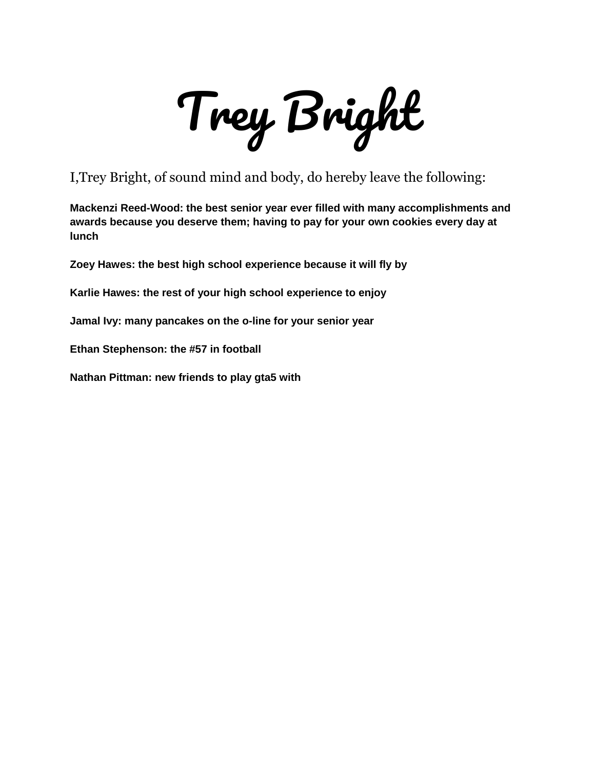# Trey Bright

I,Trey Bright, of sound mind and body, do hereby leave the following:

**Mackenzi Reed-Wood: the best senior year ever filled with many accomplishments and awards because you deserve them; having to pay for your own cookies every day at lunch**

**Zoey Hawes: the best high school experience because it will fly by**

**Karlie Hawes: the rest of your high school experience to enjoy**

**Jamal Ivy: many pancakes on the o-line for your senior year**

**Ethan Stephenson: the #57 in football**

**Nathan Pittman: new friends to play gta5 with**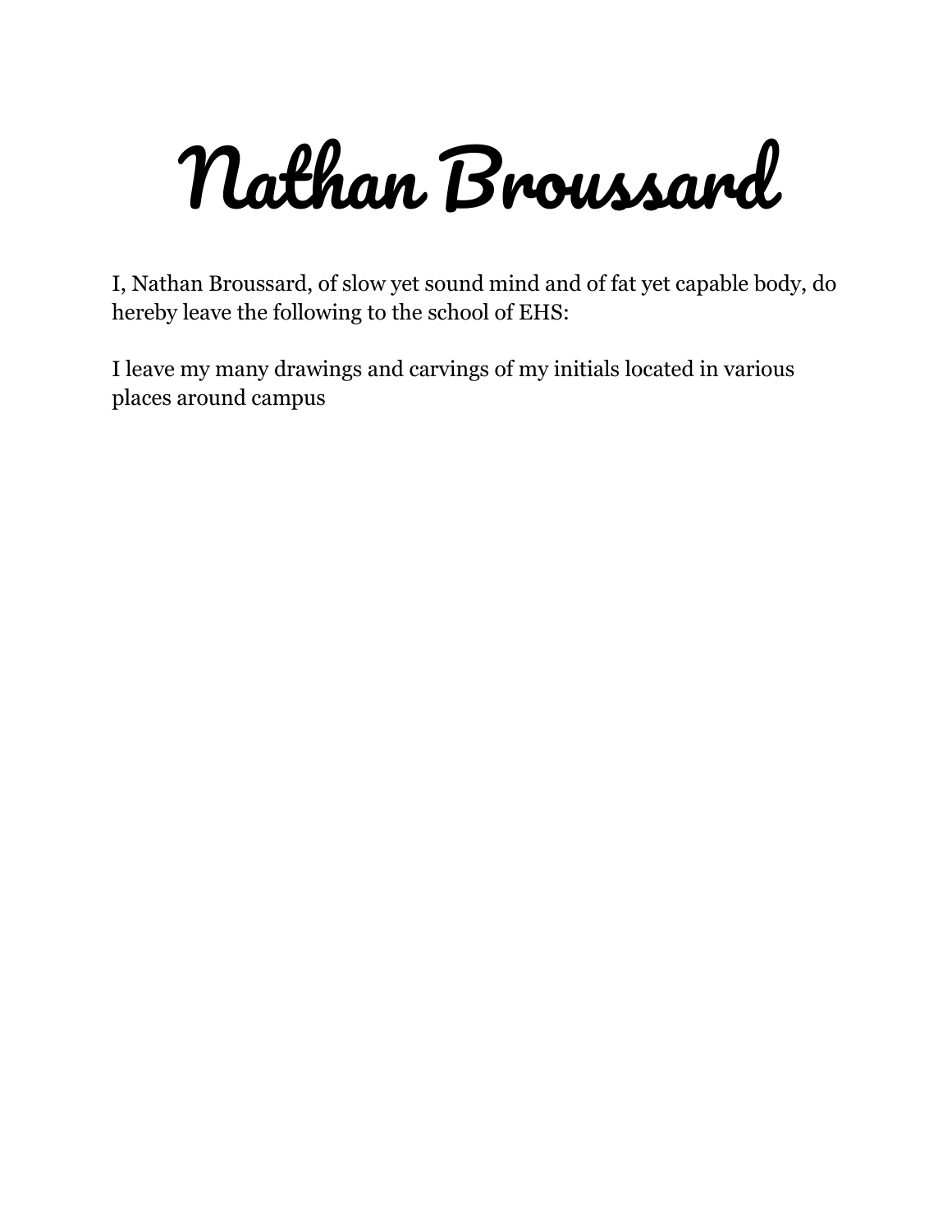# Nathan Broussard

I, Nathan Broussard, of slow yet sound mind and of fat yet capable body, do hereby leave the following to the school of EHS:

I leave my many drawings and carvings of my initials located in various places around campus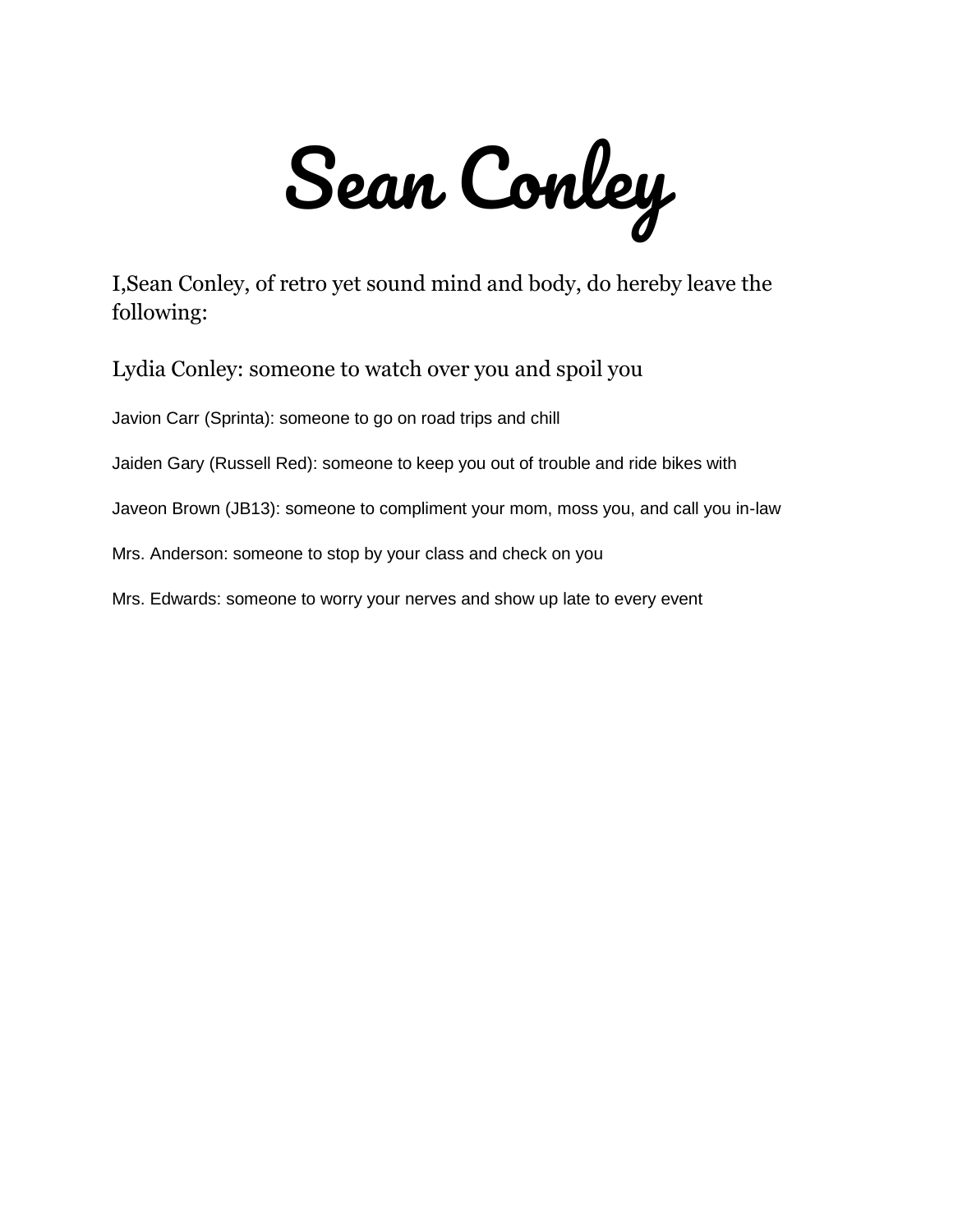# Sean Conley

I,Sean Conley, of retro yet sound mind and body, do hereby leave the following:

Lydia Conley: someone to watch over you and spoil you

Javion Carr (Sprinta): someone to go on road trips and chill

Jaiden Gary (Russell Red): someone to keep you out of trouble and ride bikes with

Javeon Brown (JB13): someone to compliment your mom, moss you, and call you in-law

Mrs. Anderson: someone to stop by your class and check on you

Mrs. Edwards: someone to worry your nerves and show up late to every event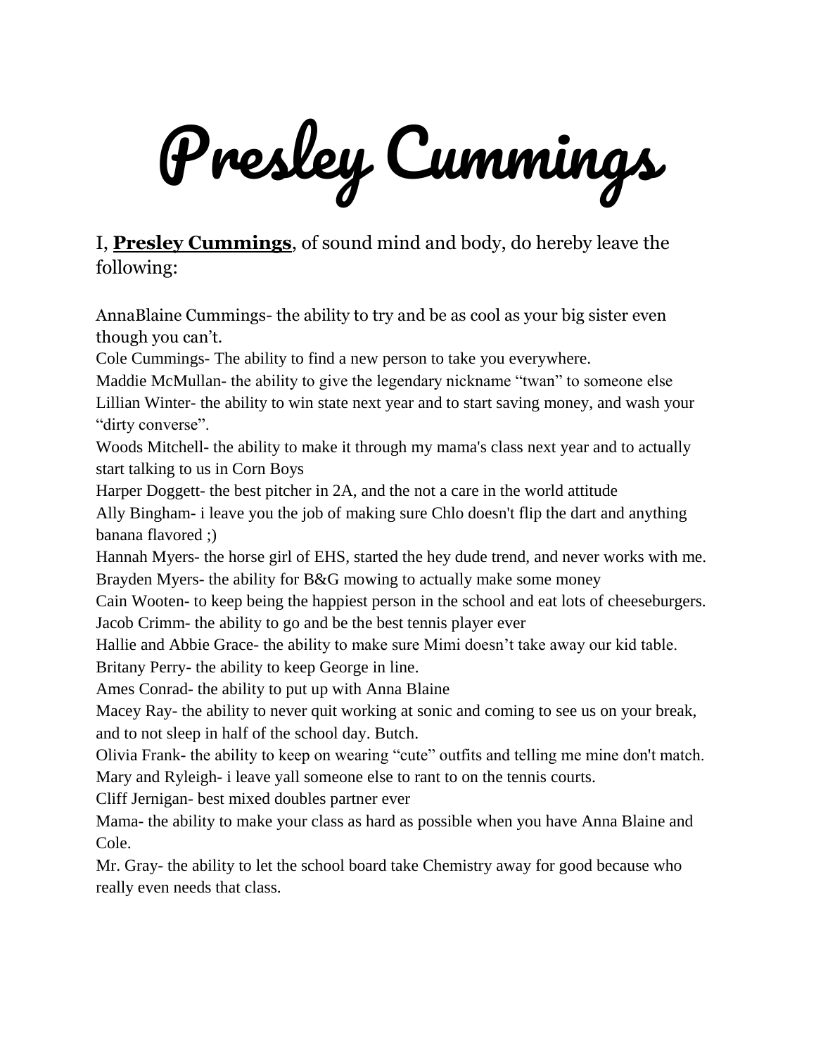# Presley Cummings

I, **Presley Cummings**, of sound mind and body, do hereby leave the following:

AnnaBlaine Cummings- the ability to try and be as cool as your big sister even though you can't.
Cole Cummings- The ability to find a new person to take you everywhere.
Maddie McMullan- the ability to give the legendary nickname "twan" to someone else
Lillian Winter- the ability to win state next year and to start saving money, and wash your "dirty converse".
Woods Mitchell- the ability to make it through my mama's class next year and to actually start talking to us in Corn Boys
Harper Doggett- the best pitcher in 2A, and the not a care in the world attitude
Ally Bingham- i leave you the job of making sure Chlo doesn't flip the dart and anything banana flavored ;)
Hannah Myers- the horse girl of EHS, started the hey dude trend, and never works with me.
Brayden Myers- the ability for B&G mowing to actually make some money
Cain Wooten- to keep being the happiest person in the school and eat lots of cheeseburgers.
Jacob Crimm- the ability to go and be the best tennis player ever
Hallie and Abbie Grace- the ability to make sure Mimi doesn't take away our kid table.
Britany Perry- the ability to keep George in line.
Ames Conrad- the ability to put up with Anna Blaine
Macey Ray- the ability to never quit working at sonic and coming to see us on your break, and to not sleep in half of the school day. Butch.
Olivia Frank- the ability to keep on wearing "cute" outfits and telling me mine don't match.
Mary and Ryleigh- i leave yall someone else to rant to on the tennis courts.
Cliff Jernigan- best mixed doubles partner ever
Mama- the ability to make your class as hard as possible when you have Anna Blaine and Cole.
Mr. Gray- the ability to let the school board take Chemistry away for good because who really even needs that class.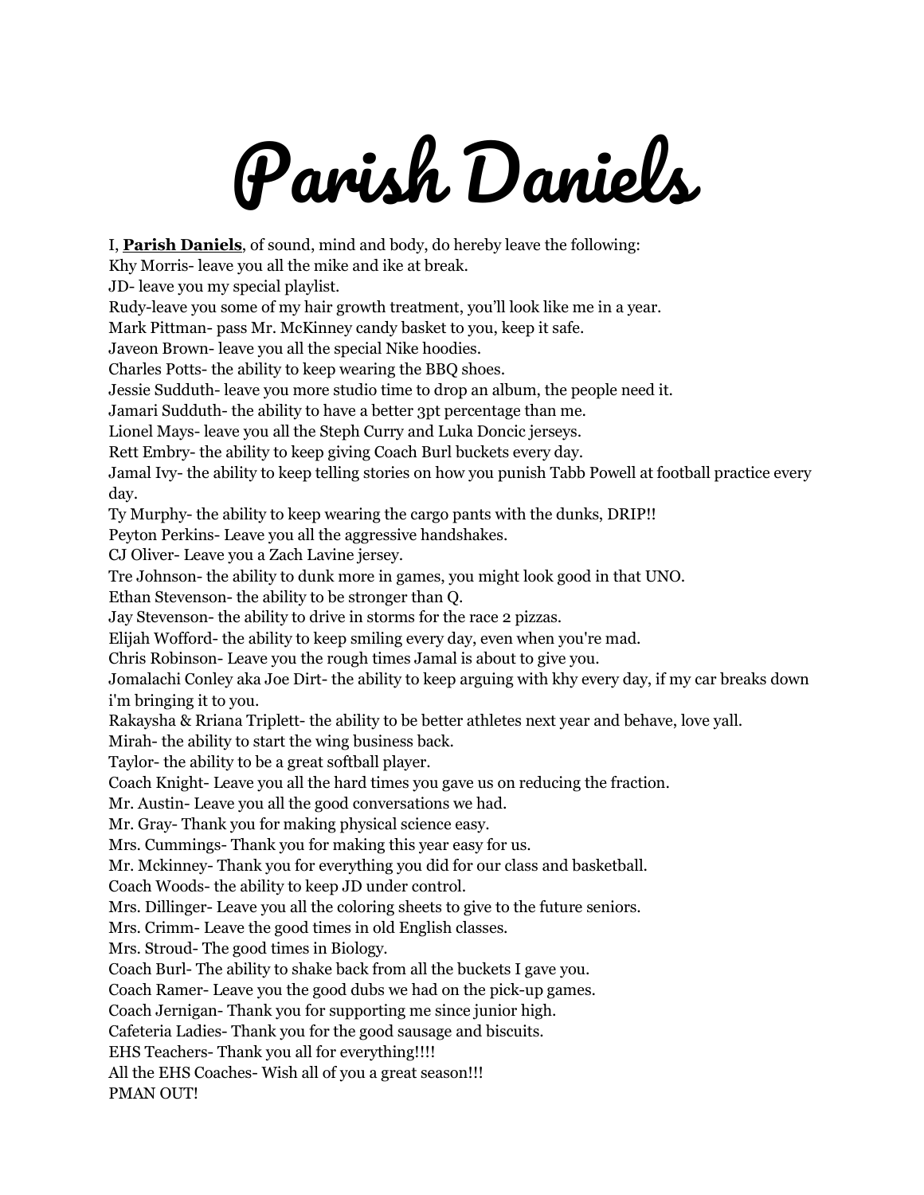# Parish Daniels

I, **Parish Daniels**, of sound, mind and body, do hereby leave the following:

Khy Morris- leave you all the mike and ike at break.

JD- leave you my special playlist.

Rudy-leave you some of my hair growth treatment, you'll look like me in a year.

Mark Pittman- pass Mr. McKinney candy basket to you, keep it safe.

Javeon Brown- leave you all the special Nike hoodies.

Charles Potts- the ability to keep wearing the BBQ shoes.

Jessie Sudduth- leave you more studio time to drop an album, the people need it.

Jamari Sudduth- the ability to have a better 3pt percentage than me.

Lionel Mays- leave you all the Steph Curry and Luka Doncic jerseys.

Rett Embry- the ability to keep giving Coach Burl buckets every day.

Jamal Ivy- the ability to keep telling stories on how you punish Tabb Powell at football practice every day.

Ty Murphy- the ability to keep wearing the cargo pants with the dunks, DRIP!!

Peyton Perkins- Leave you all the aggressive handshakes.

CJ Oliver- Leave you a Zach Lavine jersey.

Tre Johnson- the ability to dunk more in games, you might look good in that UNO.

Ethan Stevenson- the ability to be stronger than Q.

Jay Stevenson- the ability to drive in storms for the race 2 pizzas.

Elijah Wofford- the ability to keep smiling every day, even when you're mad.

Chris Robinson- Leave you the rough times Jamal is about to give you.

Jomalachi Conley aka Joe Dirt- the ability to keep arguing with khy every day, if my car breaks down i'm bringing it to you.

Rakaysha & Rriana Triplett- the ability to be better athletes next year and behave, love yall.

Mirah- the ability to start the wing business back.

Taylor- the ability to be a great softball player.

Coach Knight- Leave you all the hard times you gave us on reducing the fraction.

Mr. Austin- Leave you all the good conversations we had.

Mr. Gray- Thank you for making physical science easy.

Mrs. Cummings- Thank you for making this year easy for us.

Mr. Mckinney- Thank you for everything you did for our class and basketball.

Coach Woods- the ability to keep JD under control.

Mrs. Dillinger- Leave you all the coloring sheets to give to the future seniors.

Mrs. Crimm- Leave the good times in old English classes.

Mrs. Stroud- The good times in Biology.

Coach Burl- The ability to shake back from all the buckets I gave you.

Coach Ramer- Leave you the good dubs we had on the pick-up games.

Coach Jernigan- Thank you for supporting me since junior high.

Cafeteria Ladies- Thank you for the good sausage and biscuits.

EHS Teachers- Thank you all for everything!!!!

All the EHS Coaches- Wish all of you a great season!!!

PMAN OUT!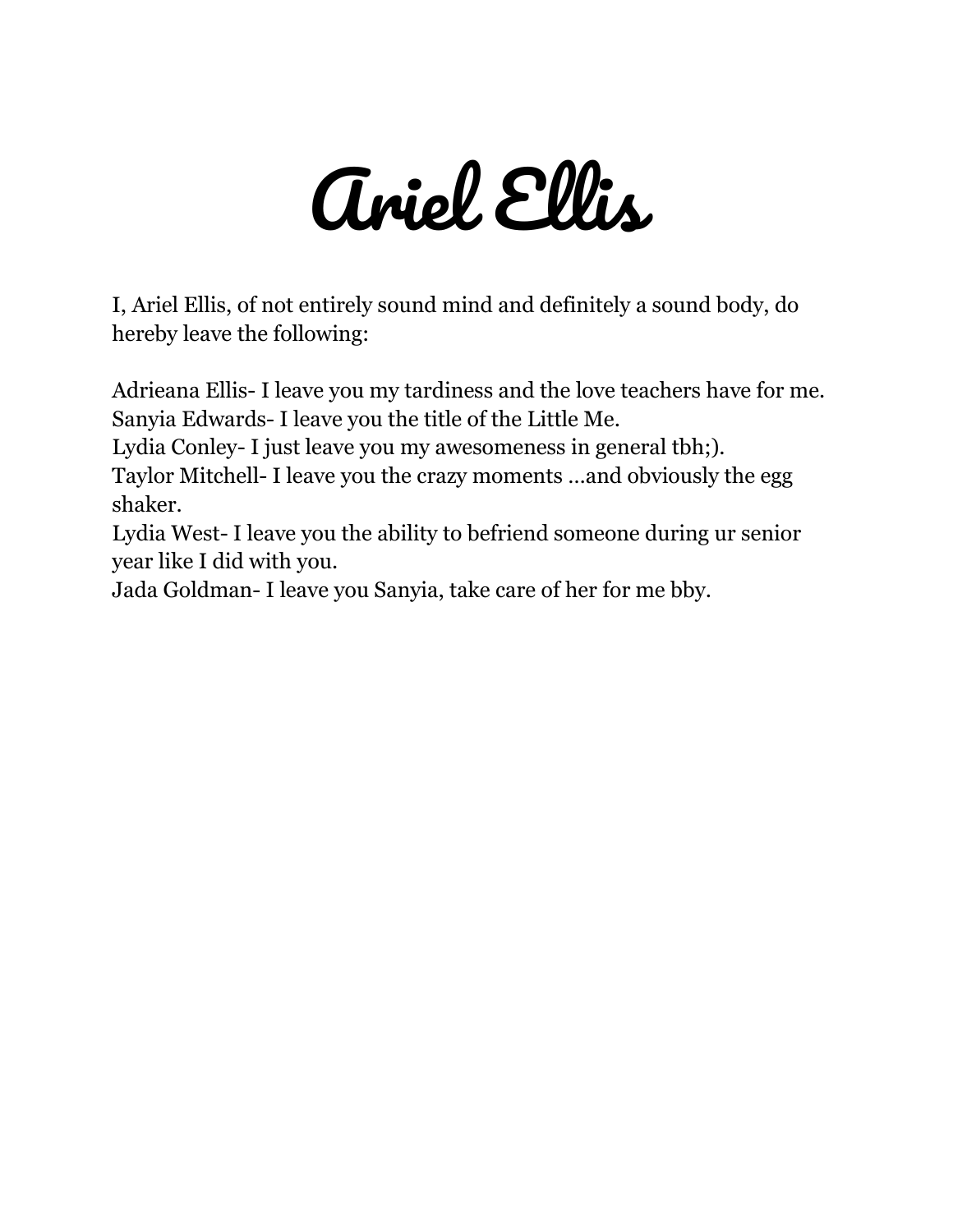# Ariel Ellis

I, Ariel Ellis, of not entirely sound mind and definitely a sound body, do hereby leave the following:

Adrieana Ellis- I leave you my tardiness and the love teachers have for me.
Sanyia Edwards- I leave you the title of the Little Me.
Lydia Conley- I just leave you my awesomeness in general tbh;).
Taylor Mitchell- I leave you the crazy moments …and obviously the egg shaker.
Lydia West- I leave you the ability to befriend someone during ur senior year like I did with you.
Jada Goldman- I leave you Sanyia, take care of her for me bby.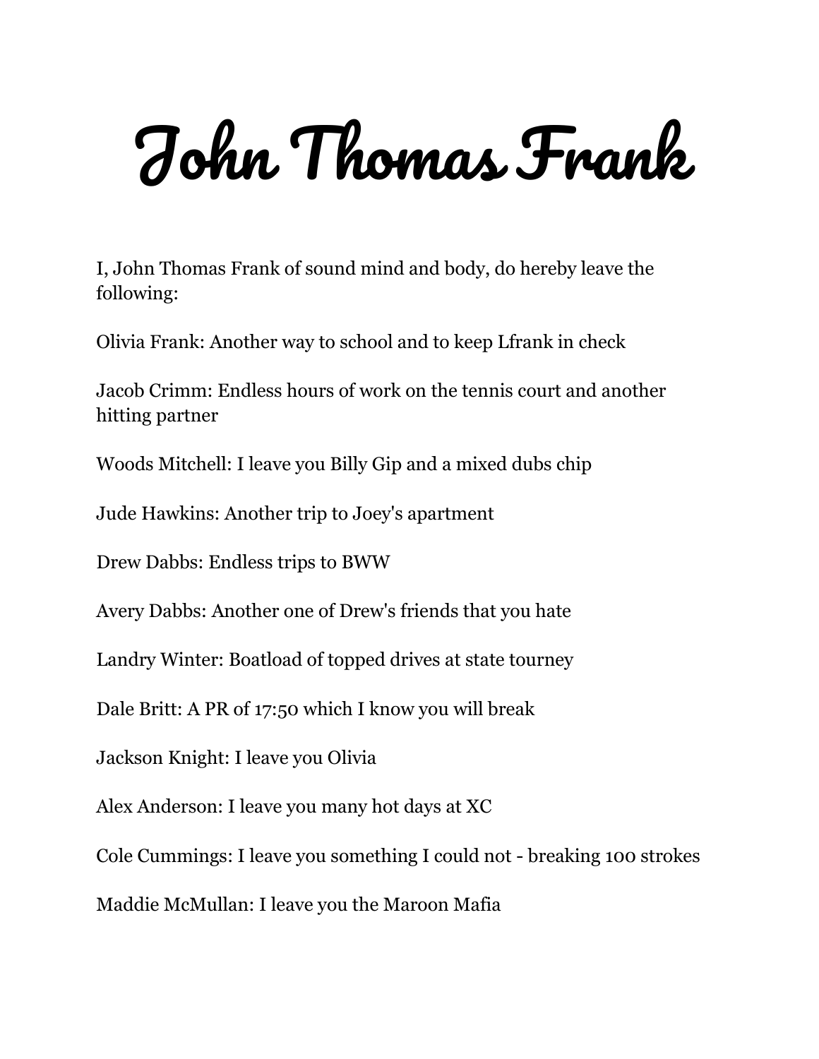# John Thomas Frank

I, John Thomas Frank of sound mind and body, do hereby leave the following:

Olivia Frank: Another way to school and to keep Lfrank in check

Jacob Crimm: Endless hours of work on the tennis court and another hitting partner

Woods Mitchell: I leave you Billy Gip and a mixed dubs chip

Jude Hawkins: Another trip to Joey's apartment

Drew Dabbs: Endless trips to BWW

Avery Dabbs: Another one of Drew's friends that you hate

Landry Winter: Boatload of topped drives at state tourney

Dale Britt: A PR of 17:50 which I know you will break

Jackson Knight: I leave you Olivia

Alex Anderson: I leave you many hot days at XC

Cole Cummings: I leave you something I could not - breaking 100 strokes

Maddie McMullan: I leave you the Maroon Mafia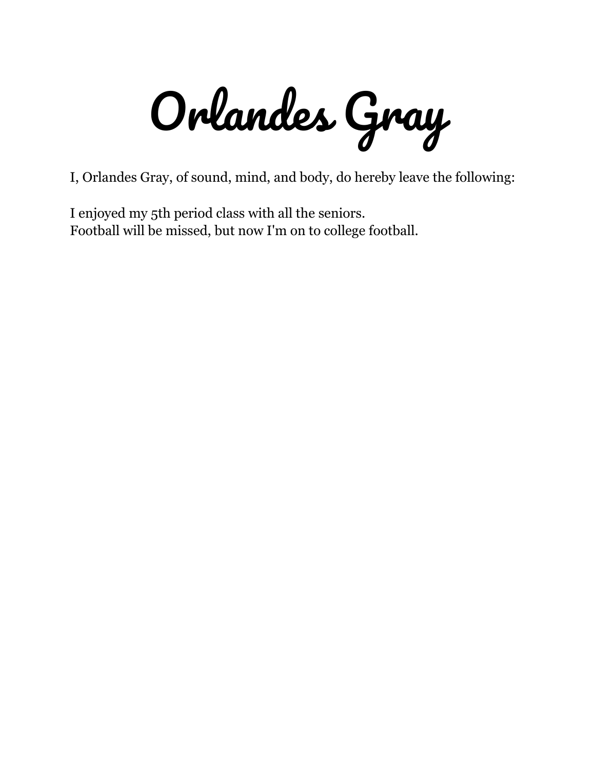# Orlandes Gray

I, Orlandes Gray, of sound, mind, and body, do hereby leave the following:

I enjoyed my 5th period class with all the seniors.
Football will be missed, but now I'm on to college football.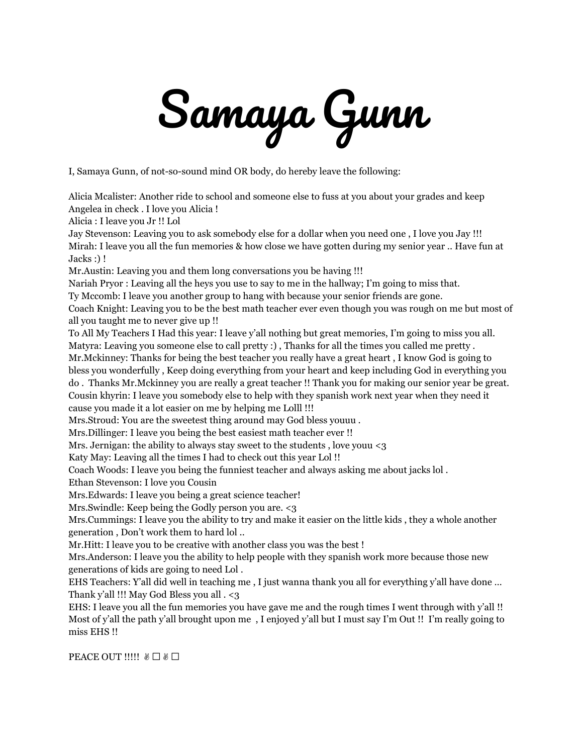# Samaya Gunn

I, Samaya Gunn, of not-so-sound mind OR body, do hereby leave the following:

Alicia Mcalister: Another ride to school and someone else to fuss at you about your grades and keep Angelea in check . I love you Alicia !
Alicia : I leave you Jr !! Lol
Jay Stevenson: Leaving you to ask somebody else for a dollar when you need one , I love you Jay !!!
Mirah: I leave you all the fun memories & how close we have gotten during my senior year .. Have fun at Jacks :) !
Mr.Austin: Leaving you and them long conversations you be having !!!
Nariah Pryor : Leaving all the heys you use to say to me in the hallway; I'm going to miss that.
Ty Mccomb: I leave you another group to hang with because your senior friends are gone.
Coach Knight: Leaving you to be the best math teacher ever even though you was rough on me but most of all you taught me to never give up !!
To All My Teachers I Had this year: I leave y'all nothing but great memories, I'm going to miss you all.
Matyra: Leaving you someone else to call pretty :) , Thanks for all the times you called me pretty .
Mr.Mckinney: Thanks for being the best teacher you really have a great heart , I know God is going to bless you wonderfully , Keep doing everything from your heart and keep including God in everything you do . Thanks Mr.Mckinney you are really a great teacher !! Thank you for making our senior year be great.
Cousin khyrin: I leave you somebody else to help with they spanish work next year when they need it cause you made it a lot easier on me by helping me Lolll !!!
Mrs.Stroud: You are the sweetest thing around may God bless youuu .
Mrs.Dillinger: I leave you being the best easiest math teacher ever !!
Mrs. Jernigan: the ability to always stay sweet to the students , love youu <3
Katy May: Leaving all the times I had to check out this year Lol !!
Coach Woods: I leave you being the funniest teacher and always asking me about jacks lol .
Ethan Stevenson: I love you Cousin
Mrs.Edwards: I leave you being a great science teacher!
Mrs.Swindle: Keep being the Godly person you are. <3
Mrs.Cummings: I leave you the ability to try and make it easier on the little kids , they a whole another generation , Don't work them to hard lol ..
Mr.Hitt: I leave you to be creative with another class you was the best !
Mrs.Anderson: I leave you the ability to help people with they spanish work more because those new generations of kids are going to need Lol .
EHS Teachers: Y'all did well in teaching me , I just wanna thank you all for everything y'all have done … Thank y'all !!! May God Bless you all . <3
EHS: I leave you all the fun memories you have gave me and the rough times I went through with y'all !! Most of y'all the path y'all brought upon me , I enjoyed y'all but I must say I'm Out !! I'm really going to miss EHS !!

PEACE OUT !!!!! ✌☐✌☐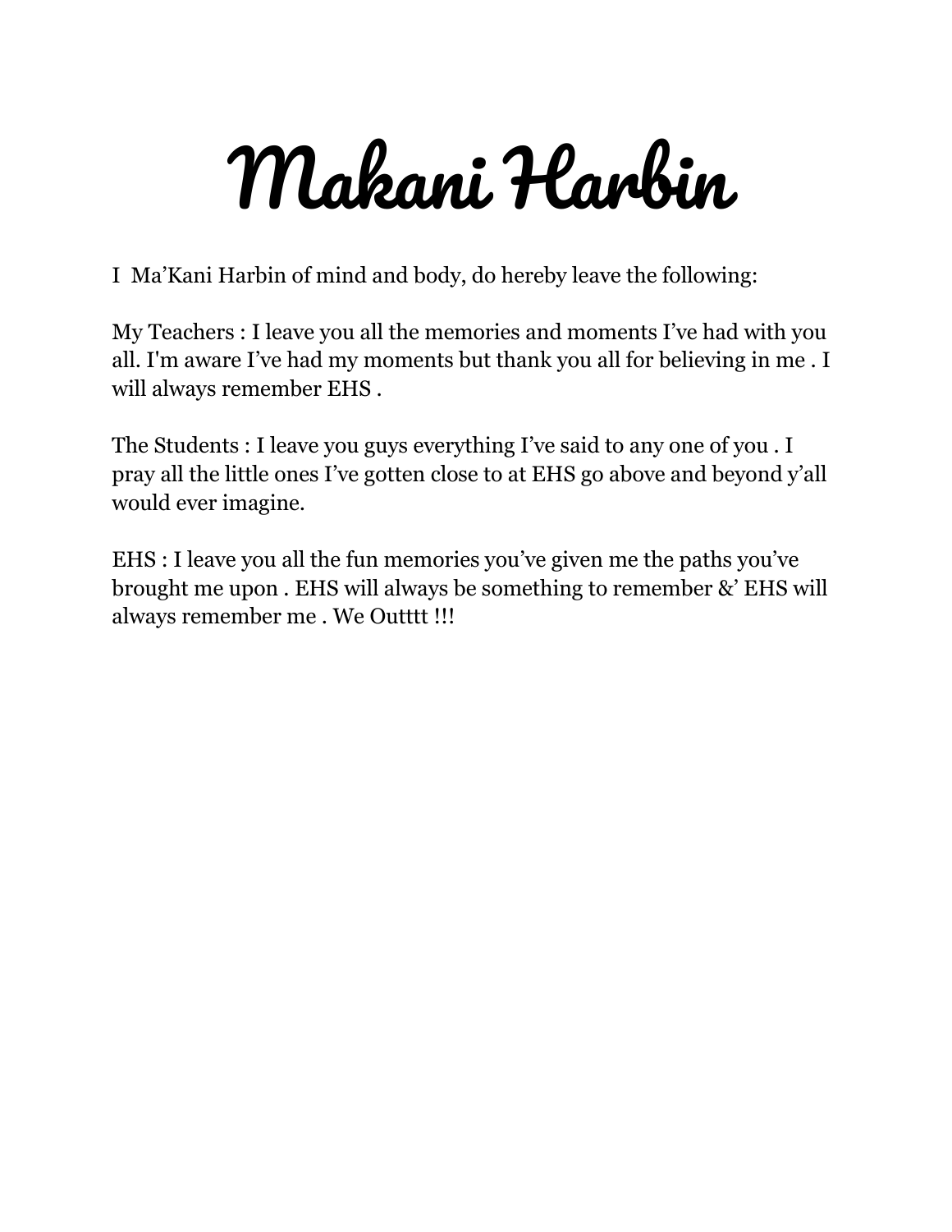# Makani Harbin

I  Ma’Kani Harbin of mind and body, do hereby leave the following:

My Teachers : I leave you all the memories and moments I’ve had with you all. I'm aware I’ve had my moments but thank you all for believing in me . I will always remember EHS .

The Students : I leave you guys everything I’ve said to any one of you . I pray all the little ones I’ve gotten close to at EHS go above and beyond y’all would ever imagine.

EHS : I leave you all the fun memories you’ve given me the paths you’ve brought me upon . EHS will always be something to remember &’ EHS will always remember me . We Outttt !!!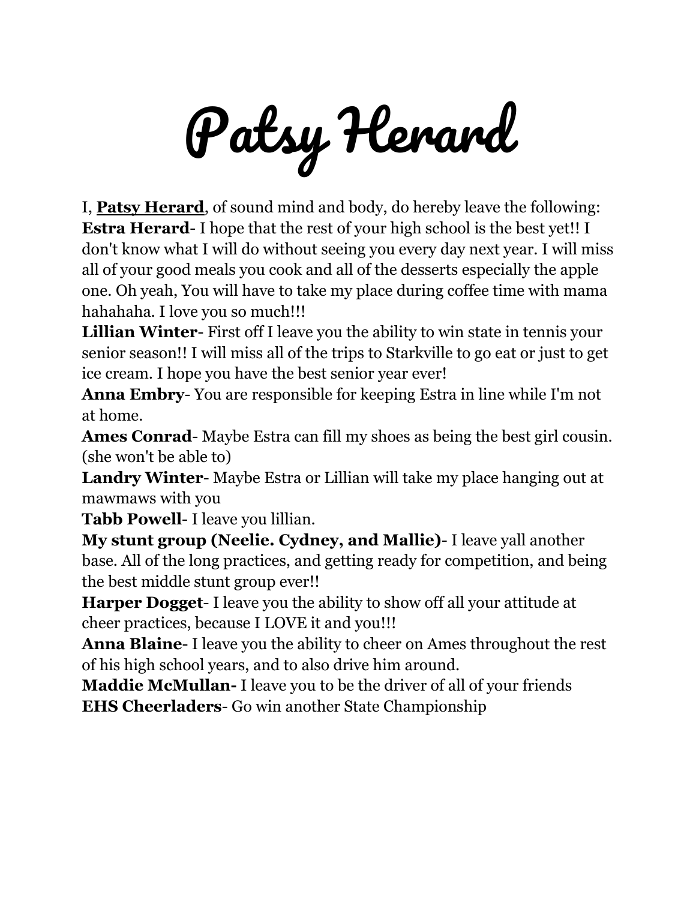# Patsy Herard

I, **Patsy Herard**, of sound mind and body, do hereby leave the following:

**Estra Herard**- I hope that the rest of your high school is the best yet!! I don't know what I will do without seeing you every day next year. I will miss all of your good meals you cook and all of the desserts especially the apple one. Oh yeah, You will have to take my place during coffee time with mama hahahaha. I love you so much!!!

**Lillian Winter**- First off I leave you the ability to win state in tennis your senior season!! I will miss all of the trips to Starkville to go eat or just to get ice cream. I hope you have the best senior year ever!

**Anna Embry**- You are responsible for keeping Estra in line while I'm not at home.

**Ames Conrad**- Maybe Estra can fill my shoes as being the best girl cousin. (she won't be able to)

**Landry Winter**- Maybe Estra or Lillian will take my place hanging out at mawmaws with you

**Tabb Powell**- I leave you lillian.

**My stunt group (Neelie. Cydney, and Mallie)**- I leave yall another base. All of the long practices, and getting ready for competition, and being the best middle stunt group ever!!

**Harper Dogget**- I leave you the ability to show off all your attitude at cheer practices, because I LOVE it and you!!!

**Anna Blaine**- I leave you the ability to cheer on Ames throughout the rest of his high school years, and to also drive him around.

**Maddie McMullan-** I leave you to be the driver of all of your friends

**EHS Cheerladers**- Go win another State Championship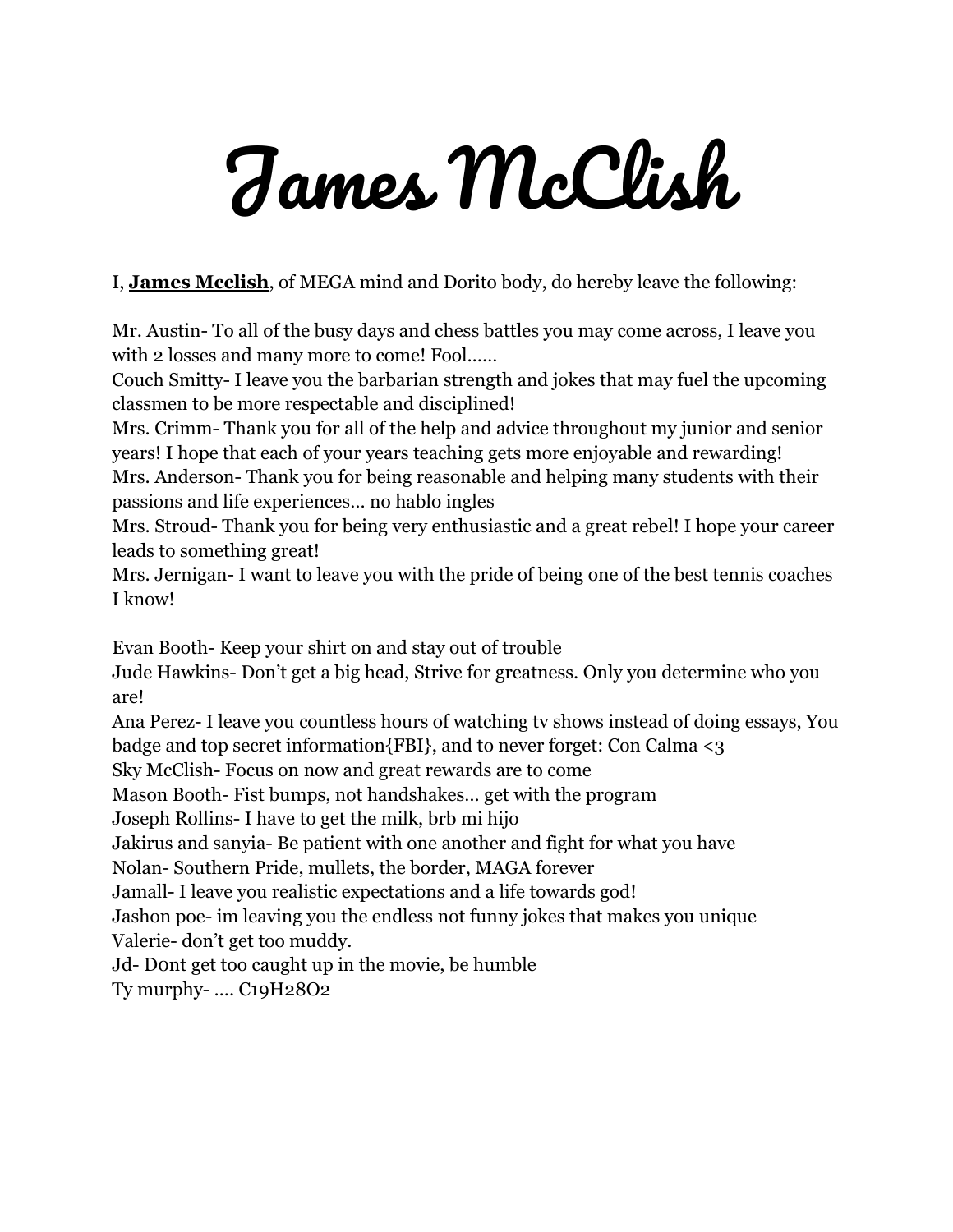# James McClish

I, **James Mcclish**, of MEGA mind and Dorito body, do hereby leave the following:

Mr. Austin- To all of the busy days and chess battles you may come across, I leave you with 2 losses and many more to come! Fool……
Couch Smitty- I leave you the barbarian strength and jokes that may fuel the upcoming classmen to be more respectable and disciplined!
Mrs. Crimm- Thank you for all of the help and advice throughout my junior and senior years! I hope that each of your years teaching gets more enjoyable and rewarding!
Mrs. Anderson- Thank you for being reasonable and helping many students with their passions and life experiences… no hablo ingles
Mrs. Stroud- Thank you for being very enthusiastic and a great rebel! I hope your career leads to something great!
Mrs. Jernigan- I want to leave you with the pride of being one of the best tennis coaches I know!

Evan Booth- Keep your shirt on and stay out of trouble
Jude Hawkins- Don't get a big head, Strive for greatness. Only you determine who you are!
Ana Perez- I leave you countless hours of watching tv shows instead of doing essays, You badge and top secret information{FBI}, and to never forget: Con Calma <3
Sky McClish- Focus on now and great rewards are to come
Mason Booth- Fist bumps, not handshakes… get with the program
Joseph Rollins- I have to get the milk, brb mi hijo
Jakirus and sanyia- Be patient with one another and fight for what you have
Nolan- Southern Pride, mullets, the border, MAGA forever
Jamall- I leave you realistic expectations and a life towards god!
Jashon poe- im leaving you the endless not funny jokes that makes you unique
Valerie- don't get too muddy.
Jd- D0nt get too caught up in the movie, be humble
Ty murphy- …. $C_{19}H_{28}O_2$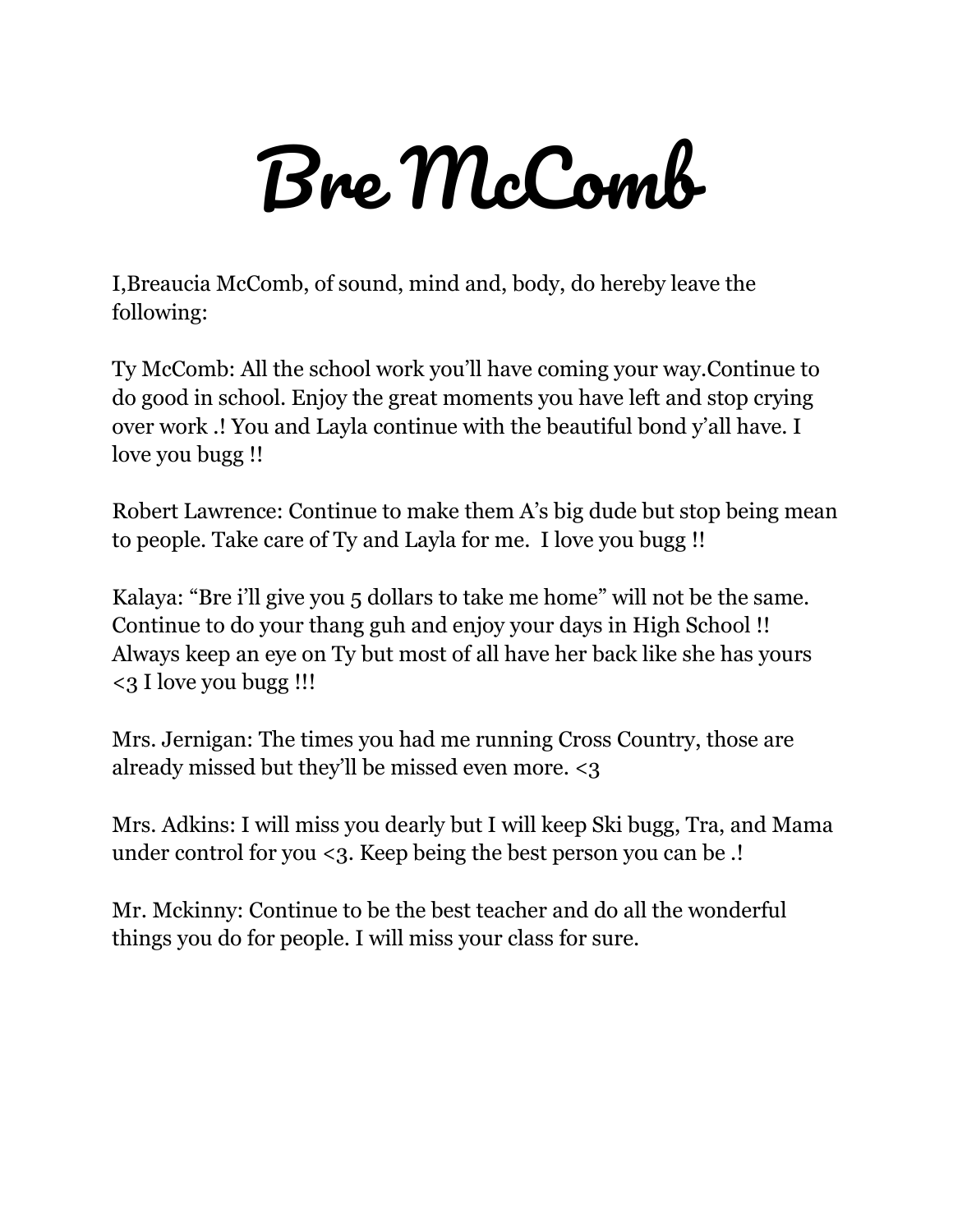# Bre McComb

I,Breaucia McComb, of sound, mind and, body, do hereby leave the following:

Ty McComb: All the school work you'll have coming your way.Continue to do good in school. Enjoy the great moments you have left and stop crying over work .! You and Layla continue with the beautiful bond y'all have. I love you bugg !!

Robert Lawrence: Continue to make them A's big dude but stop being mean to people. Take care of Ty and Layla for me. I love you bugg !!

Kalaya: "Bre i'll give you 5 dollars to take me home" will not be the same. Continue to do your thang guh and enjoy your days in High School !! Always keep an eye on Ty but most of all have her back like she has yours <3 I love you bugg !!!

Mrs. Jernigan: The times you had me running Cross Country, those are already missed but they'll be missed even more. <3

Mrs. Adkins: I will miss you dearly but I will keep Ski bugg, Tra, and Mama under control for you <3. Keep being the best person you can be .!

Mr. Mckinny: Continue to be the best teacher and do all the wonderful things you do for people. I will miss your class for sure.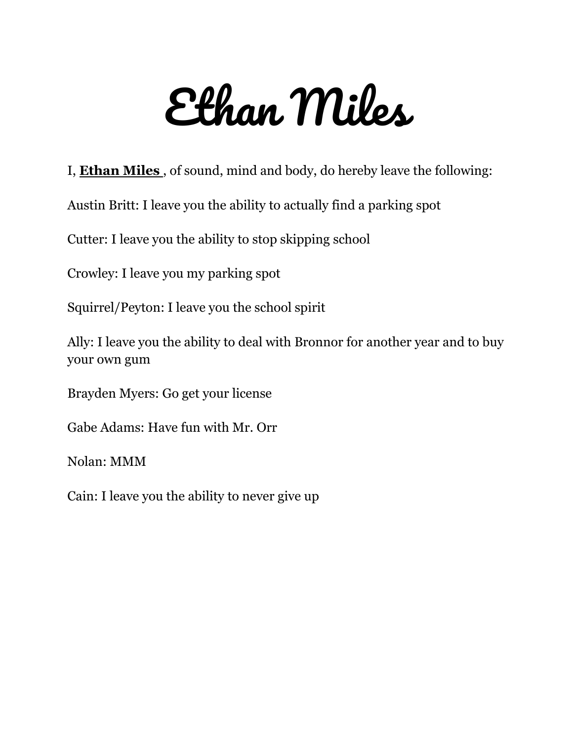# Ethan Miles

I, **Ethan Miles** , of sound, mind and body, do hereby leave the following:

Austin Britt: I leave you the ability to actually find a parking spot

Cutter: I leave you the ability to stop skipping school

Crowley: I leave you my parking spot

Squirrel/Peyton: I leave you the school spirit

Ally: I leave you the ability to deal with Bronnor for another year and to buy your own gum

Brayden Myers: Go get your license

Gabe Adams: Have fun with Mr. Orr

Nolan: MMM

Cain: I leave you the ability to never give up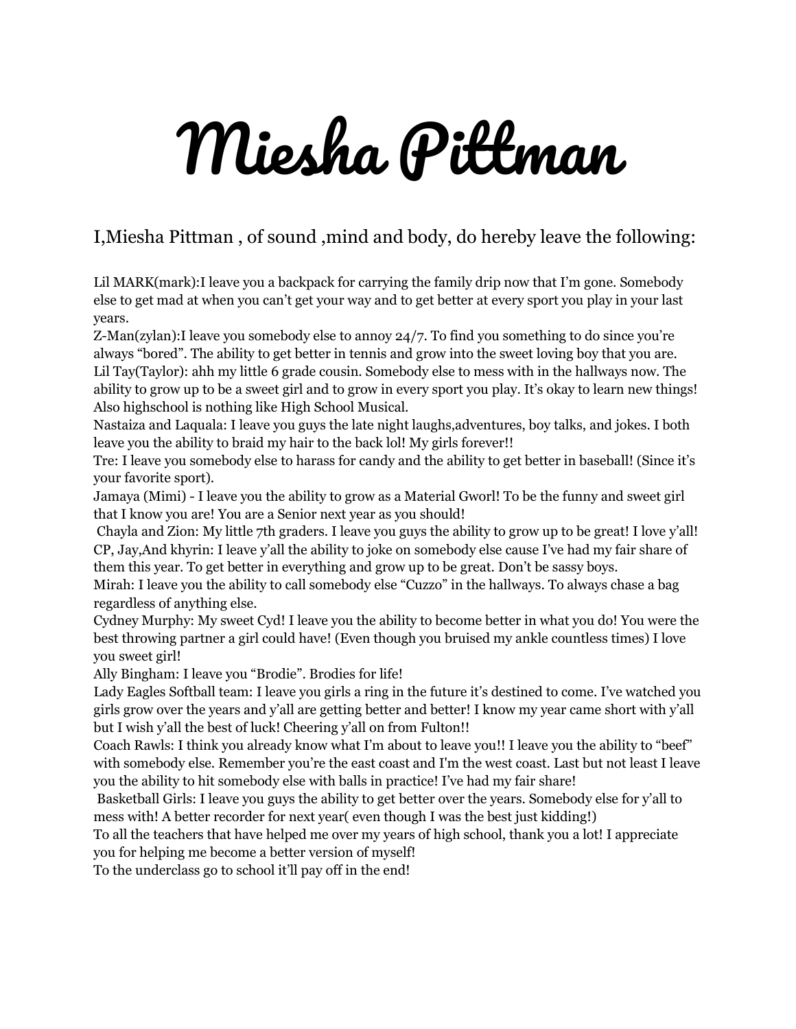# Miesha Pittman

I,Miesha Pittman , of sound ,mind and body, do hereby leave the following:

Lil MARK(mark):I leave you a backpack for carrying the family drip now that I'm gone. Somebody else to get mad at when you can't get your way and to get better at every sport you play in your last years.
Z-Man(zylan):I leave you somebody else to annoy 24/7. To find you something to do since you're always "bored". The ability to get better in tennis and grow into the sweet loving boy that you are.
Lil Tay(Taylor): ahh my little 6 grade cousin. Somebody else to mess with in the hallways now. The ability to grow up to be a sweet girl and to grow in every sport you play. It's okay to learn new things! Also highschool is nothing like High School Musical.
Nastaiza and Laquala: I leave you guys the late night laughs,adventures, boy talks, and jokes. I both leave you the ability to braid my hair to the back lol! My girls forever!!
Tre: I leave you somebody else to harass for candy and the ability to get better in baseball! (Since it's your favorite sport).
Jamaya (Mimi) - I leave you the ability to grow as a Material Gworl! To be the funny and sweet girl that I know you are! You are a Senior next year as you should!
Chayla and Zion: My little 7th graders. I leave you guys the ability to grow up to be great! I love y'all!
CP, Jay,And khyrin: I leave y'all the ability to joke on somebody else cause I've had my fair share of them this year. To get better in everything and grow up to be great. Don't be sassy boys.
Mirah: I leave you the ability to call somebody else "Cuzzo" in the hallways. To always chase a bag regardless of anything else.
Cydney Murphy: My sweet Cyd! I leave you the ability to become better in what you do! You were the best throwing partner a girl could have! (Even though you bruised my ankle countless times) I love you sweet girl!
Ally Bingham: I leave you "Brodie". Brodies for life!
Lady Eagles Softball team: I leave you girls a ring in the future it's destined to come. I've watched you girls grow over the years and y'all are getting better and better! I know my year came short with y'all but I wish y'all the best of luck! Cheering y'all on from Fulton!!
Coach Rawls: I think you already know what I'm about to leave you!! I leave you the ability to "beef" with somebody else. Remember you're the east coast and I'm the west coast. Last but not least I leave you the ability to hit somebody else with balls in practice! I've had my fair share!
Basketball Girls: I leave you guys the ability to get better over the years. Somebody else for y'all to mess with! A better recorder for next year( even though I was the best just kidding!)
To all the teachers that have helped me over my years of high school, thank you a lot! I appreciate you for helping me become a better version of myself!
To the underclass go to school it'll pay off in the end!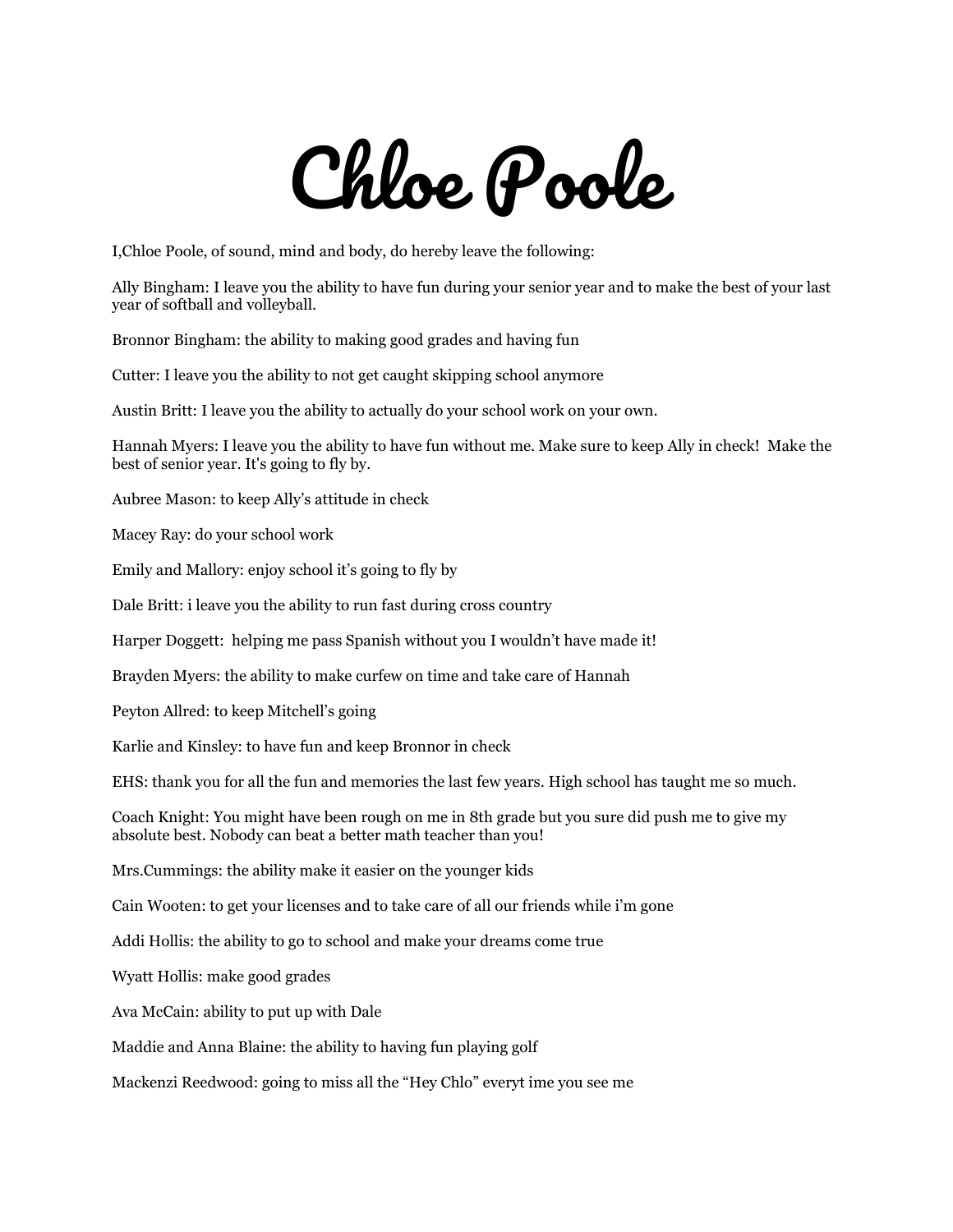# Chloe Poole

I,Chloe Poole, of sound, mind and body, do hereby leave the following:

Ally Bingham: I leave you the ability to have fun during your senior year and to make the best of your last year of softball and volleyball.

Bronnor Bingham: the ability to making good grades and having fun

Cutter: I leave you the ability to not get caught skipping school anymore

Austin Britt: I leave you the ability to actually do your school work on your own.

Hannah Myers: I leave you the ability to have fun without me. Make sure to keep Ally in check! Make the best of senior year. It's going to fly by.

Aubree Mason: to keep Ally's attitude in check

Macey Ray: do your school work

Emily and Mallory: enjoy school it's going to fly by

Dale Britt: i leave you the ability to run fast during cross country

Harper Doggett: helping me pass Spanish without you I wouldn't have made it!

Brayden Myers: the ability to make curfew on time and take care of Hannah

Peyton Allred: to keep Mitchell's going

Karlie and Kinsley: to have fun and keep Bronnor in check

EHS: thank you for all the fun and memories the last few years. High school has taught me so much.

Coach Knight: You might have been rough on me in 8th grade but you sure did push me to give my absolute best. Nobody can beat a better math teacher than you!

Mrs.Cummings: the ability make it easier on the younger kids

Cain Wooten: to get your licenses and to take care of all our friends while i'm gone

Addi Hollis: the ability to go to school and make your dreams come true

Wyatt Hollis: make good grades

Ava McCain: ability to put up with Dale

Maddie and Anna Blaine: the ability to having fun playing golf

Mackenzi Reedwood: going to miss all the "Hey Chlo" everyt ime you see me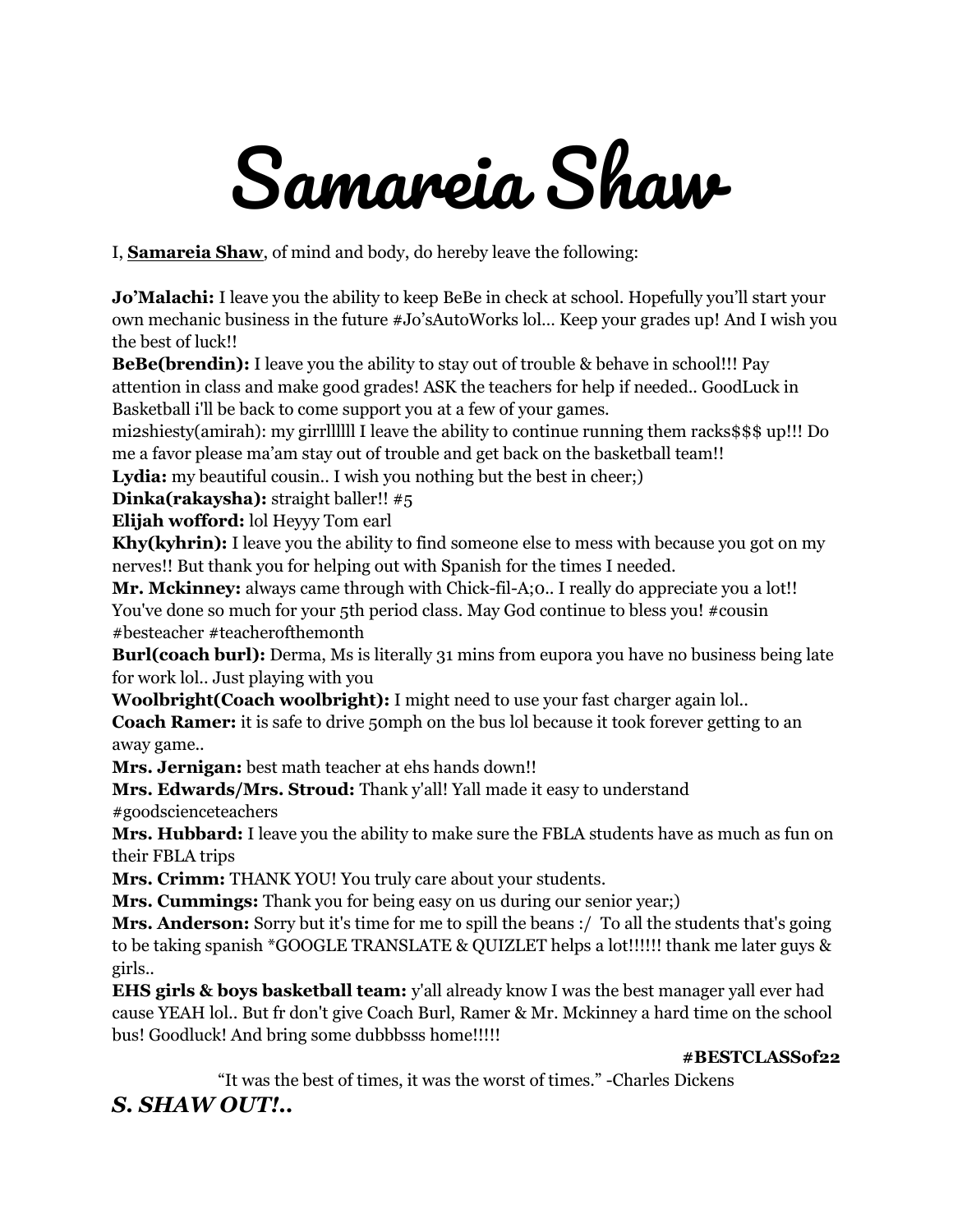# Samareia Shaw

I, **Samareia Shaw**, of mind and body, do hereby leave the following:

**Jo'Malachi:** I leave you the ability to keep BeBe in check at school. Hopefully you'll start your own mechanic business in the future #Jo'sAutoWorks lol… Keep your grades up! And I wish you the best of luck!!

**BeBe(brendin):** I leave you the ability to stay out of trouble & behave in school!!! Pay attention in class and make good grades! ASK the teachers for help if needed.. GoodLuck in Basketball i'll be back to come support you at a few of your games.

mi2shiesty(amirah): my girrllllll I leave the ability to continue running them racks$$$ up!!! Do me a favor please ma'am stay out of trouble and get back on the basketball team!!

**Lydia:** my beautiful cousin.. I wish you nothing but the best in cheer;)

**Dinka(rakaysha):** straight baller!! #5

**Elijah wofford:** lol Heyyy Tom earl

**Khy(kyhrin):** I leave you the ability to find someone else to mess with because you got on my nerves!! But thank you for helping out with Spanish for the times I needed.

**Mr. Mckinney:** always came through with Chick-fil-A;0.. I really do appreciate you a lot!! You've done so much for your 5th period class. May God continue to bless you! #cousin #besteacher #teacherofthemonth

**Burl(coach burl):** Derma, Ms is literally 31 mins from eupora you have no business being late for work lol.. Just playing with you

**Woolbright(Coach woolbright):** I might need to use your fast charger again lol..

**Coach Ramer:** it is safe to drive 50mph on the bus lol because it took forever getting to an away game..

**Mrs. Jernigan:** best math teacher at ehs hands down!!

**Mrs. Edwards/Mrs. Stroud:** Thank y'all! Yall made it easy to understand #goodscienceteachers

**Mrs. Hubbard:** I leave you the ability to make sure the FBLA students have as much as fun on their FBLA trips

**Mrs. Crimm:** THANK YOU! You truly care about your students.

**Mrs. Cummings:** Thank you for being easy on us during our senior year;)

**Mrs. Anderson:** Sorry but it's time for me to spill the beans :/ To all the students that's going to be taking spanish *GOOGLE TRANSLATE & QUIZLET helps a lot!!!!!! thank me later guys & girls..

**EHS girls & boys basketball team:** y'all already know I was the best manager yall ever had cause YEAH lol.. But fr don't give Coach Burl, Ramer & Mr. Mckinney a hard time on the school bus! Goodluck! And bring some dubbbsss home!!!!!

**#BESTCLASSof22**

"It was the best of times, it was the worst of times." -Charles Dickens

***S. SHAW OUT!..***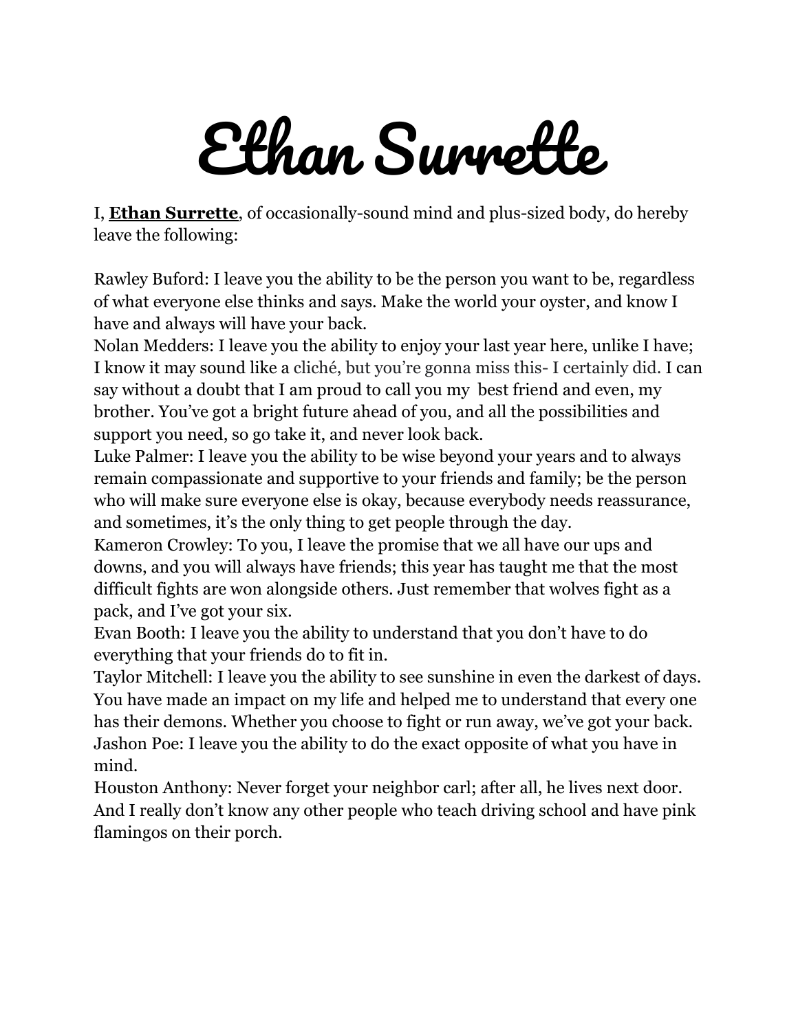# Ethan Surrette

I, **Ethan Surrette**, of occasionally-sound mind and plus-sized body, do hereby leave the following:

Rawley Buford: I leave you the ability to be the person you want to be, regardless of what everyone else thinks and says. Make the world your oyster, and know I have and always will have your back.

Nolan Medders: I leave you the ability to enjoy your last year here, unlike I have; I know it may sound like a cliché, but you're gonna miss this- I certainly did. I can say without a doubt that I am proud to call you my best friend and even, my brother. You've got a bright future ahead of you, and all the possibilities and support you need, so go take it, and never look back.

Luke Palmer: I leave you the ability to be wise beyond your years and to always remain compassionate and supportive to your friends and family; be the person who will make sure everyone else is okay, because everybody needs reassurance, and sometimes, it's the only thing to get people through the day.

Kameron Crowley: To you, I leave the promise that we all have our ups and downs, and you will always have friends; this year has taught me that the most difficult fights are won alongside others. Just remember that wolves fight as a pack, and I've got your six.

Evan Booth: I leave you the ability to understand that you don't have to do everything that your friends do to fit in.

Taylor Mitchell: I leave you the ability to see sunshine in even the darkest of days. You have made an impact on my life and helped me to understand that every one has their demons. Whether you choose to fight or run away, we've got your back.

Jashon Poe: I leave you the ability to do the exact opposite of what you have in mind.

Houston Anthony: Never forget your neighbor carl; after all, he lives next door. And I really don't know any other people who teach driving school and have pink flamingos on their porch.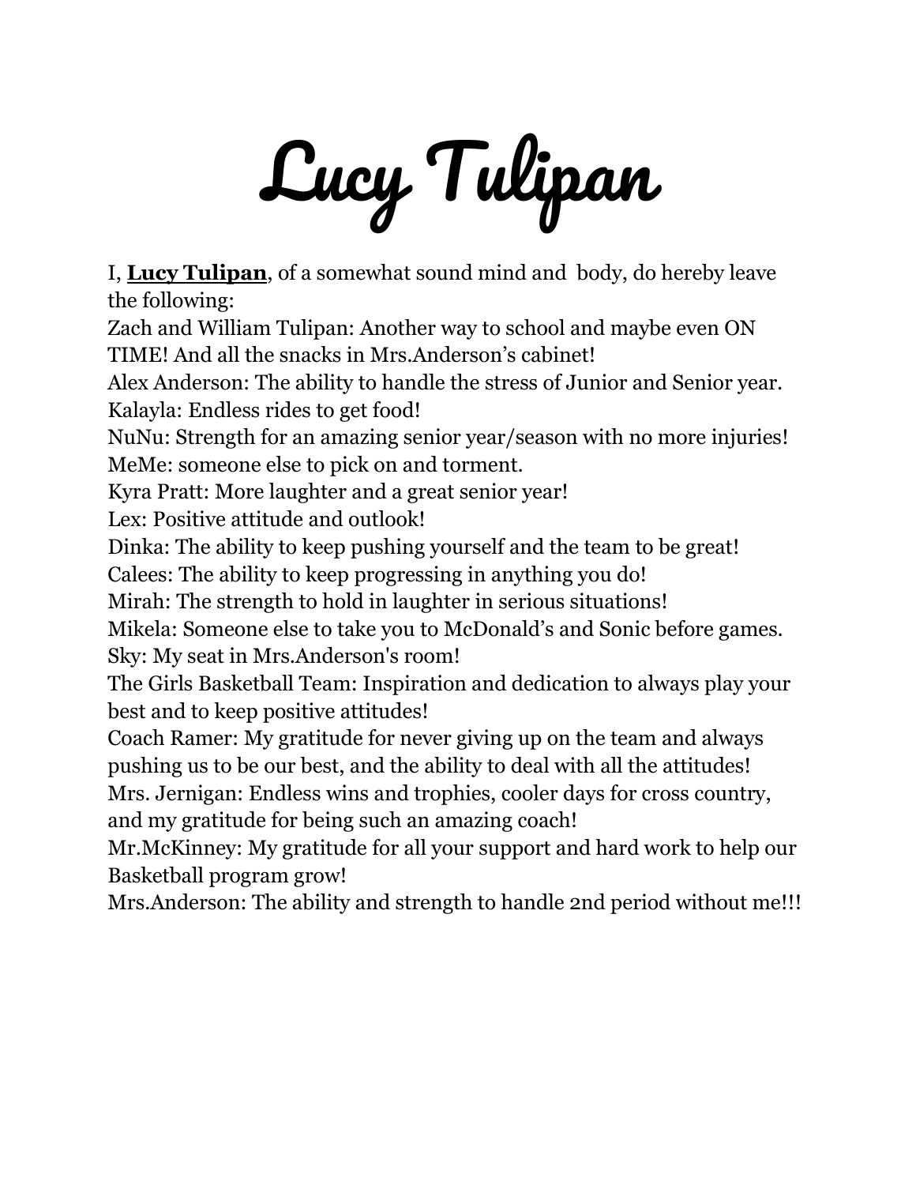# Lucy Tulipan

I, **Lucy Tulipan**, of a somewhat sound mind and body, do hereby leave the following:

Zach and William Tulipan: Another way to school and maybe even ON TIME! And all the snacks in Mrs.Anderson's cabinet!

Alex Anderson: The ability to handle the stress of Junior and Senior year.

Kalayla: Endless rides to get food!

NuNu: Strength for an amazing senior year/season with no more injuries!

MeMe: someone else to pick on and torment.

Kyra Pratt: More laughter and a great senior year!

Lex: Positive attitude and outlook!

Dinka: The ability to keep pushing yourself and the team to be great!

Calees: The ability to keep progressing in anything you do!

Mirah: The strength to hold in laughter in serious situations!

Mikela: Someone else to take you to McDonald's and Sonic before games.

Sky: My seat in Mrs.Anderson's room!

The Girls Basketball Team: Inspiration and dedication to always play your best and to keep positive attitudes!

Coach Ramer: My gratitude for never giving up on the team and always pushing us to be our best, and the ability to deal with all the attitudes!

Mrs. Jernigan: Endless wins and trophies, cooler days for cross country, and my gratitude for being such an amazing coach!

Mr.McKinney: My gratitude for all your support and hard work to help our Basketball program grow!

Mrs.Anderson: The ability and strength to handle 2nd period without me!!!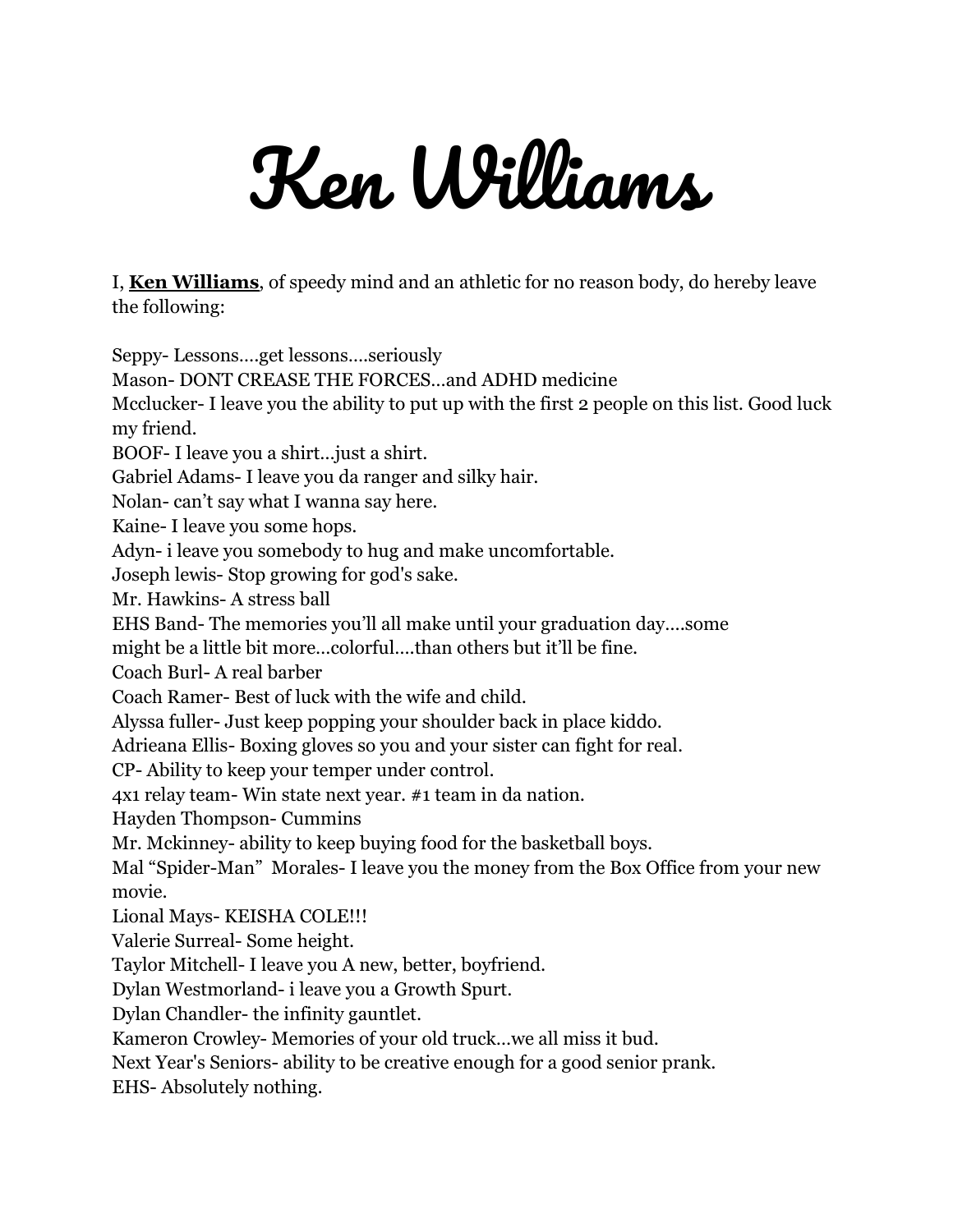# Ken Williams

I, **Ken Williams**, of speedy mind and an athletic for no reason body, do hereby leave the following:

Seppy- Lessons….get lessons….seriously
Mason- DONT CREASE THE FORCES…and ADHD medicine
Mcclucker- I leave you the ability to put up with the first 2 people on this list. Good luck my friend.
BOOF- I leave you a shirt…just a shirt.
Gabriel Adams- I leave you da ranger and silky hair.
Nolan- can't say what I wanna say here.
Kaine- I leave you some hops.
Adyn- i leave you somebody to hug and make uncomfortable.
Joseph lewis- Stop growing for god's sake.
Mr. Hawkins- A stress ball
EHS Band- The memories you'll all make until your graduation day….some might be a little bit more…colorful….than others but it'll be fine.
Coach Burl- A real barber
Coach Ramer- Best of luck with the wife and child.
Alyssa fuller- Just keep popping your shoulder back in place kiddo.
Adrieana Ellis- Boxing gloves so you and your sister can fight for real.
CP- Ability to keep your temper under control.
4x1 relay team- Win state next year. #1 team in da nation.
Hayden Thompson- Cummins
Mr. Mckinney- ability to keep buying food for the basketball boys.
Mal "Spider-Man" Morales- I leave you the money from the Box Office from your new movie.
Lional Mays- KEISHA COLE!!!
Valerie Surreal- Some height.
Taylor Mitchell- I leave you A new, better, boyfriend.
Dylan Westmorland- i leave you a Growth Spurt.
Dylan Chandler- the infinity gauntlet.
Kameron Crowley- Memories of your old truck…we all miss it bud.
Next Year's Seniors- ability to be creative enough for a good senior prank.
EHS- Absolutely nothing.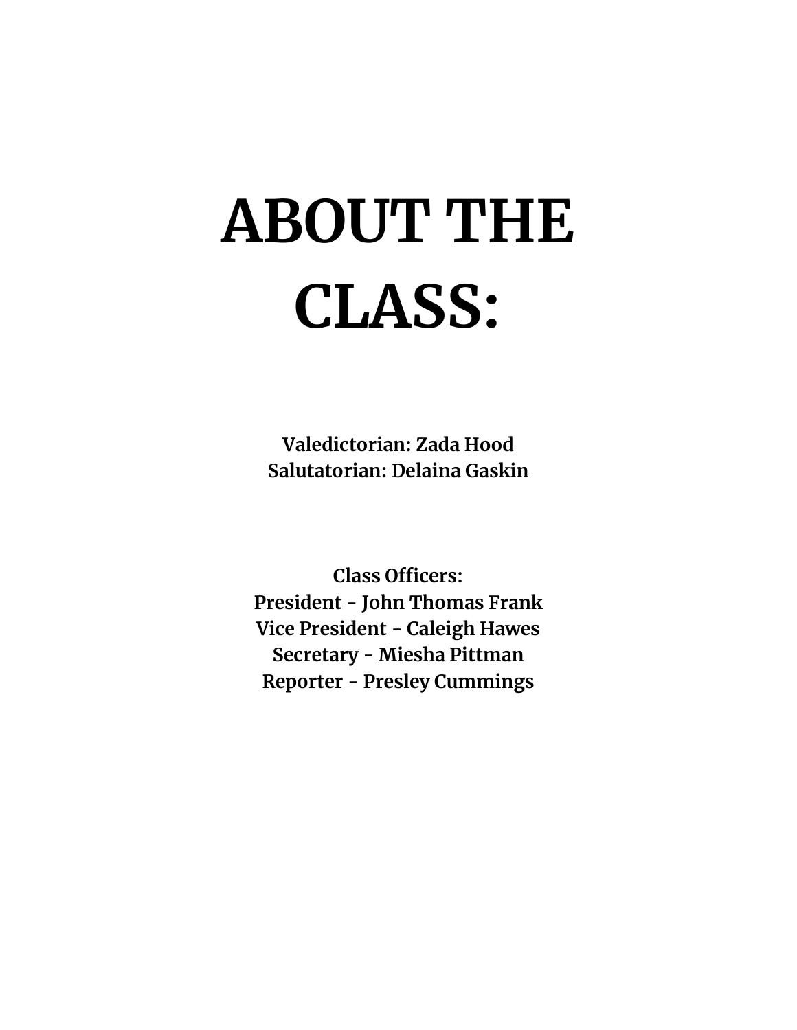# ABOUT THE CLASS:

**Valedictorian: Zada Hood**
**Salutatorian: Delaina Gaskin**

**Class Officers:**
**President - John Thomas Frank**
**Vice President - Caleigh Hawes**
**Secretary - Miesha Pittman**
**Reporter - Presley Cummings**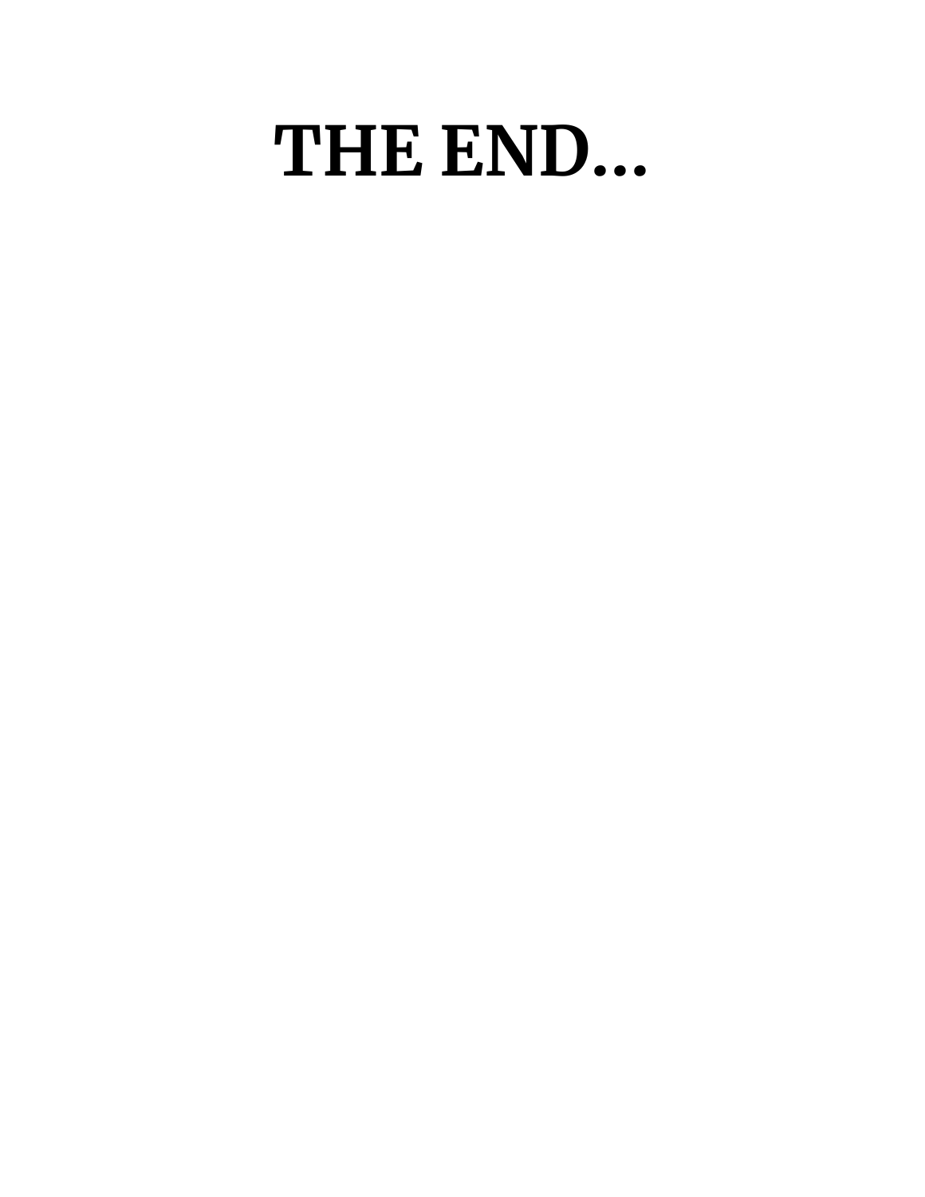# THE END...